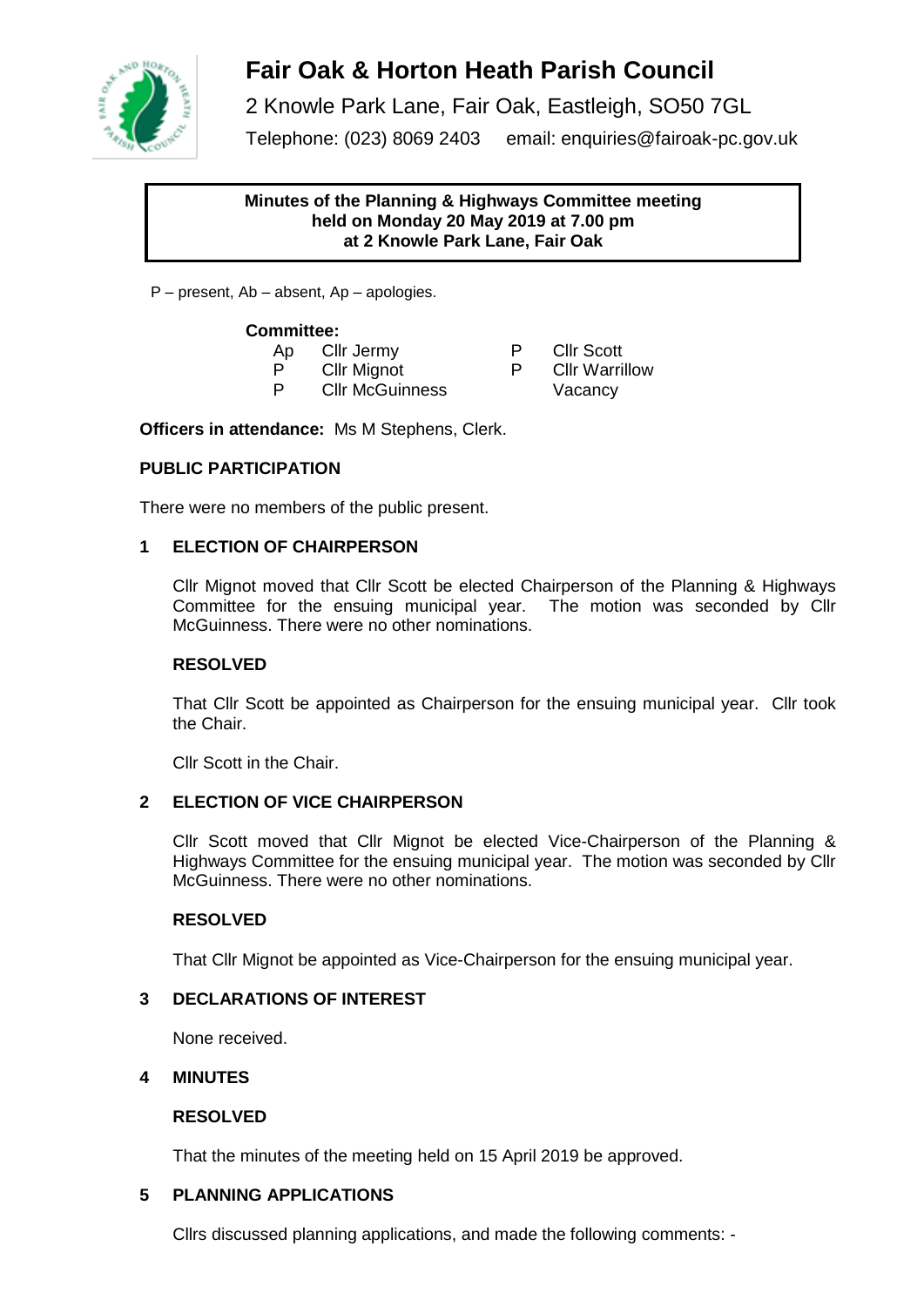# Fair Oak & Horton Heath Parish Council

2 Knowle Park Lane, Fair Oak, Eastleigh, SO50 7GL

Telephone: (023) 8069 2403 email: enquiries@fairoak-pc.gov.uk

**Minutes of the Planning & Highways Committee meeting held on Monday 20 May 2019 at 7.00 pm at 2 Knowle Park Lane, Fair Oak**

P – present, Ab – absent, Ap – apologies.

**Committee:**

| | | | |
|---|---|---|---|
| Ap | Cllr Jermy | P | Cllr Scott |
| P | Cllr Mignot | P | Cllr Warrillow |
| P | Cllr McGuinness | | Vacancy |

**Officers in attendance:** Ms M Stephens, Clerk.

**PUBLIC PARTICIPATION**

There were no members of the public present.

**1 ELECTION OF CHAIRPERSON**

Cllr Mignot moved that Cllr Scott be elected Chairperson of the Planning & Highways Committee for the ensuing municipal year. The motion was seconded by Cllr McGuinness. There were no other nominations.

**RESOLVED**

That Cllr Scott be appointed as Chairperson for the ensuing municipal year. Cllr took the Chair.

Cllr Scott in the Chair.

**2 ELECTION OF VICE CHAIRPERSON**

Cllr Scott moved that Cllr Mignot be elected Vice-Chairperson of the Planning & Highways Committee for the ensuing municipal year. The motion was seconded by Cllr McGuinness. There were no other nominations.

**RESOLVED**

That Cllr Mignot be appointed as Vice-Chairperson for the ensuing municipal year.

**3 DECLARATIONS OF INTEREST**

None received.

**4 MINUTES**

**RESOLVED**

That the minutes of the meeting held on 15 April 2019 be approved.

**5 PLANNING APPLICATIONS**

Cllrs discussed planning applications, and made the following comments: -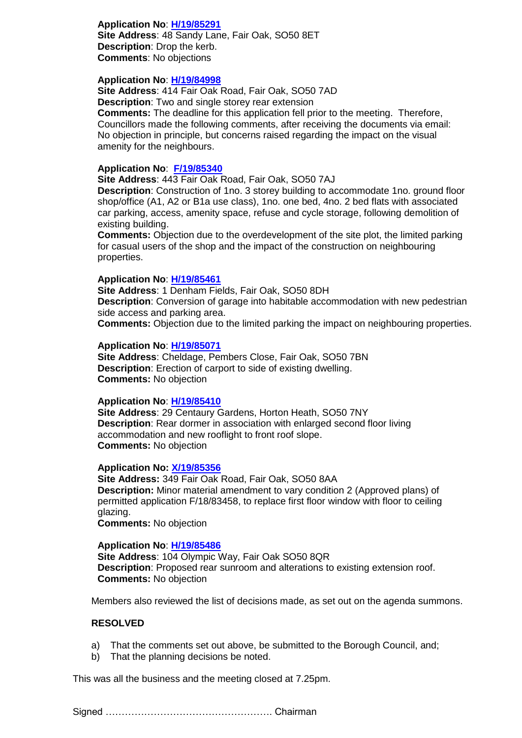**Application No**: H/19/85291
**Site Address**: 48 Sandy Lane, Fair Oak, SO50 8ET
**Description**: Drop the kerb.
**Comments**: No objections

**Application No**: H/19/84998
**Site Address**: 414 Fair Oak Road, Fair Oak, SO50 7AD
**Description**: Two and single storey rear extension
**Comments:** The deadline for this application fell prior to the meeting. Therefore, Councillors made the following comments, after receiving the documents via email: No objection in principle, but concerns raised regarding the impact on the visual amenity for the neighbours.

**Application No**: F/19/85340
**Site Address**: 443 Fair Oak Road, Fair Oak, SO50 7AJ
**Description**: Construction of 1no. 3 storey building to accommodate 1no. ground floor shop/office (A1, A2 or B1a use class), 1no. one bed, 4no. 2 bed flats with associated car parking, access, amenity space, refuse and cycle storage, following demolition of existing building.
**Comments:** Objection due to the overdevelopment of the site plot, the limited parking for casual users of the shop and the impact of the construction on neighbouring properties.

**Application No**: H/19/85461
**Site Address**: 1 Denham Fields, Fair Oak, SO50 8DH
**Description**: Conversion of garage into habitable accommodation with new pedestrian side access and parking area.
**Comments:** Objection due to the limited parking the impact on neighbouring properties.

**Application No**: H/19/85071
**Site Address**: Cheldage, Pembers Close, Fair Oak, SO50 7BN
**Description**: Erection of carport to side of existing dwelling.
**Comments:** No objection

**Application No**: H/19/85410
**Site Address**: 29 Centaury Gardens, Horton Heath, SO50 7NY
**Description**: Rear dormer in association with enlarged second floor living accommodation and new rooflight to front roof slope.
**Comments:** No objection

**Application No:** X/19/85356
**Site Address:** 349 Fair Oak Road, Fair Oak, SO50 8AA
**Description:** Minor material amendment to vary condition 2 (Approved plans) of permitted application F/18/83458, to replace first floor window with floor to ceiling glazing.
**Comments:** No objection

**Application No**: H/19/85486
**Site Address**: 104 Olympic Way, Fair Oak SO50 8QR
**Description**: Proposed rear sunroom and alterations to existing extension roof.
**Comments:** No objection

Members also reviewed the list of decisions made, as set out on the agenda summons.

**RESOLVED**

a) That the comments set out above, be submitted to the Borough Council, and;
b) That the planning decisions be noted.

This was all the business and the meeting closed at 7.25pm.

Signed ……………………………………………. Chairman